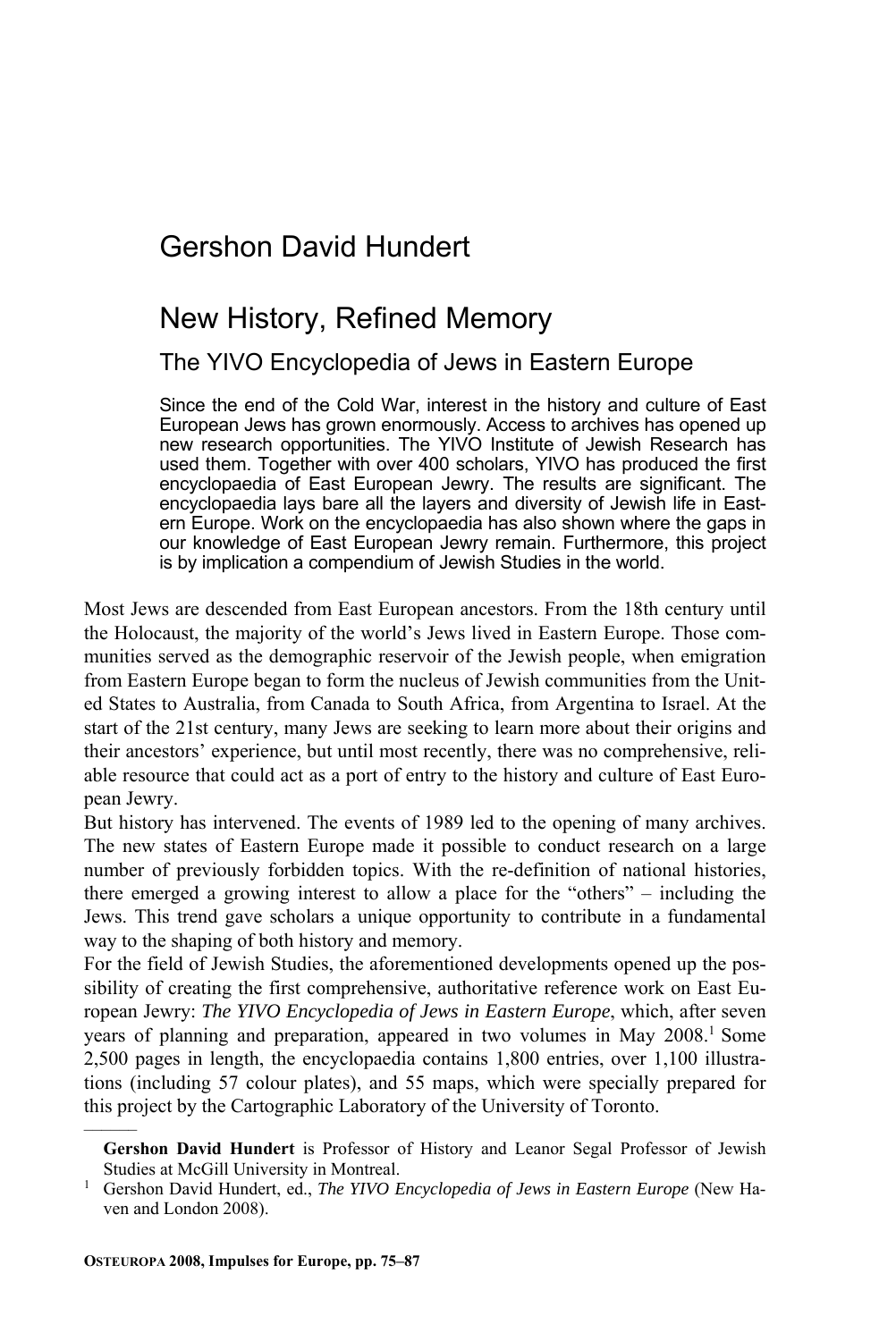Gershon David Hundert

# New History, Refined Memory

## The YIVO Encyclopedia of Jews in Eastern Europe

Since the end of the Cold War, interest in the history and culture of East European Jews has grown enormously. Access to archives has opened up new research opportunities. The YIVO Institute of Jewish Research has used them. Together with over 400 scholars, YIVO has produced the first encyclopaedia of East European Jewry. The results are significant. The encyclopaedia lays bare all the layers and diversity of Jewish life in Eastern Europe. Work on the encyclopaedia has also shown where the gaps in our knowledge of East European Jewry remain. Furthermore, this project is by implication a compendium of Jewish Studies in the world.

Most Jews are descended from East European ancestors. From the 18th century until the Holocaust, the majority of the world's Jews lived in Eastern Europe. Those communities served as the demographic reservoir of the Jewish people, when emigration from Eastern Europe began to form the nucleus of Jewish communities from the United States to Australia, from Canada to South Africa, from Argentina to Israel. At the start of the 21st century, many Jews are seeking to learn more about their origins and their ancestors' experience, but until most recently, there was no comprehensive, reliable resource that could act as a port of entry to the history and culture of East European Jewry.

But history has intervened. The events of 1989 led to the opening of many archives. The new states of Eastern Europe made it possible to conduct research on a large number of previously forbidden topics. With the re-definition of national histories, there emerged a growing interest to allow a place for the "others" – including the Jews. This trend gave scholars a unique opportunity to contribute in a fundamental way to the shaping of both history and memory.

For the field of Jewish Studies, the aforementioned developments opened up the possibility of creating the first comprehensive, authoritative reference work on East European Jewry: *The YIVO Encyclopedia of Jews in Eastern Europe*, which, after seven years of planning and preparation, appeared in two volumes in May 2008.[1] Some 2,500 pages in length, the encyclopaedia contains 1,800 entries, over 1,100 illustrations (including 57 colour plates), and 55 maps, which were specially prepared for this project by the Cartographic Laboratory of the University of Toronto.

---

**Gershon David Hundert** is Professor of History and Leanor Segal Professor of Jewish Studies at McGill University in Montreal.

[1] Gershon David Hundert, ed., *The YIVO Encyclopedia of Jews in Eastern Europe* (New Haven and London 2008).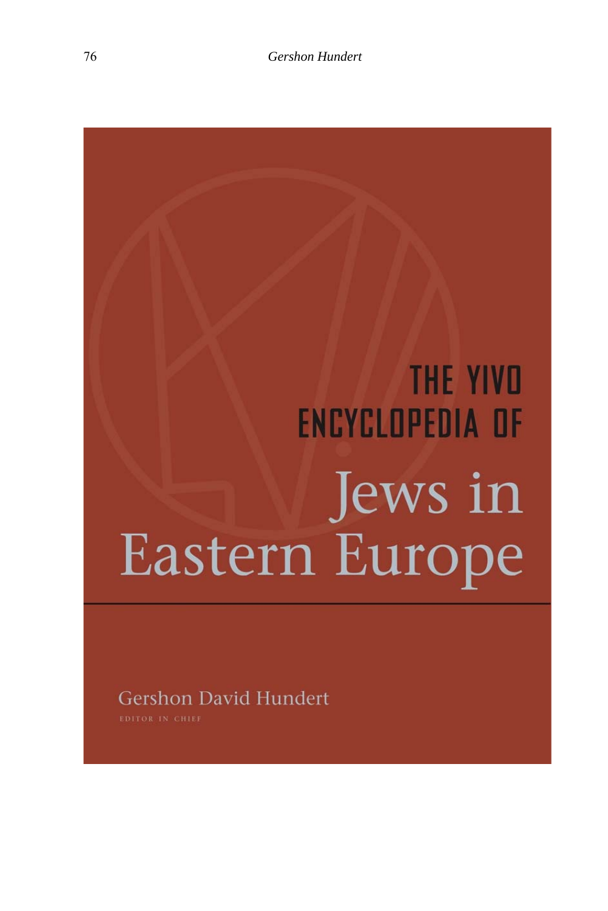# THE YIVO ENCYCLOPEDIA OF

# Jews in Eastern Europe

Gershon David Hundert

EDITOR IN CHIEF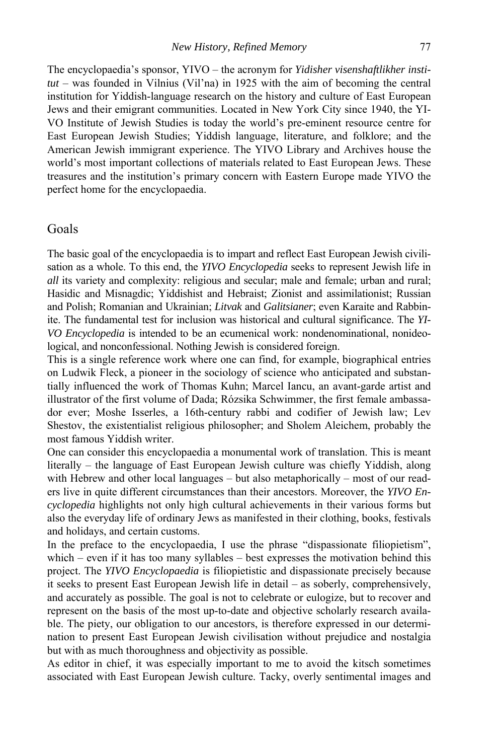The encyclopaedia's sponsor, YIVO – the acronym for *Yidisher visenshaftlikher institut* – was founded in Vilnius (Vil'na) in 1925 with the aim of becoming the central institution for Yiddish-language research on the history and culture of East European Jews and their emigrant communities. Located in New York City since 1940, the YIVO Institute of Jewish Studies is today the world's pre-eminent resource centre for East European Jewish Studies; Yiddish language, literature, and folklore; and the American Jewish immigrant experience. The YIVO Library and Archives house the world's most important collections of materials related to East European Jews. These treasures and the institution's primary concern with Eastern Europe made YIVO the perfect home for the encyclopaedia.

## Goals

The basic goal of the encyclopaedia is to impart and reflect East European Jewish civilisation as a whole. To this end, the *YIVO Encyclopedia* seeks to represent Jewish life in *all* its variety and complexity: religious and secular; male and female; urban and rural; Hasidic and Misnagdic; Yiddishist and Hebraist; Zionist and assimilationist; Russian and Polish; Romanian and Ukrainian; *Litvak* and *Galitsianer*; even Karaite and Rabbinite. The fundamental test for inclusion was historical and cultural significance. The *YIVO Encyclopedia* is intended to be an ecumenical work: nondenominational, nonideological, and nonconfessional. Nothing Jewish is considered foreign.

This is a single reference work where one can find, for example, biographical entries on Ludwik Fleck, a pioneer in the sociology of science who anticipated and substantially influenced the work of Thomas Kuhn; Marcel Iancu, an avant-garde artist and illustrator of the first volume of Dada; Rózsika Schwimmer, the first female ambassador ever; Moshe Isserles, a 16th-century rabbi and codifier of Jewish law; Lev Shestov, the existentialist religious philosopher; and Sholem Aleichem, probably the most famous Yiddish writer.

One can consider this encyclopaedia a monumental work of translation. This is meant literally – the language of East European Jewish culture was chiefly Yiddish, along with Hebrew and other local languages – but also metaphorically – most of our readers live in quite different circumstances than their ancestors. Moreover, the *YIVO Encyclopedia* highlights not only high cultural achievements in their various forms but also the everyday life of ordinary Jews as manifested in their clothing, books, festivals and holidays, and certain customs.

In the preface to the encyclopaedia, I use the phrase "dispassionate filiopietism", which – even if it has too many syllables – best expresses the motivation behind this project. The *YIVO Encyclopaedia* is filiopietistic and dispassionate precisely because it seeks to present East European Jewish life in detail – as soberly, comprehensively, and accurately as possible. The goal is not to celebrate or eulogize, but to recover and represent on the basis of the most up-to-date and objective scholarly research available. The piety, our obligation to our ancestors, is therefore expressed in our determination to present East European Jewish civilisation without prejudice and nostalgia but with as much thoroughness and objectivity as possible.

As editor in chief, it was especially important to me to avoid the kitsch sometimes associated with East European Jewish culture. Tacky, overly sentimental images and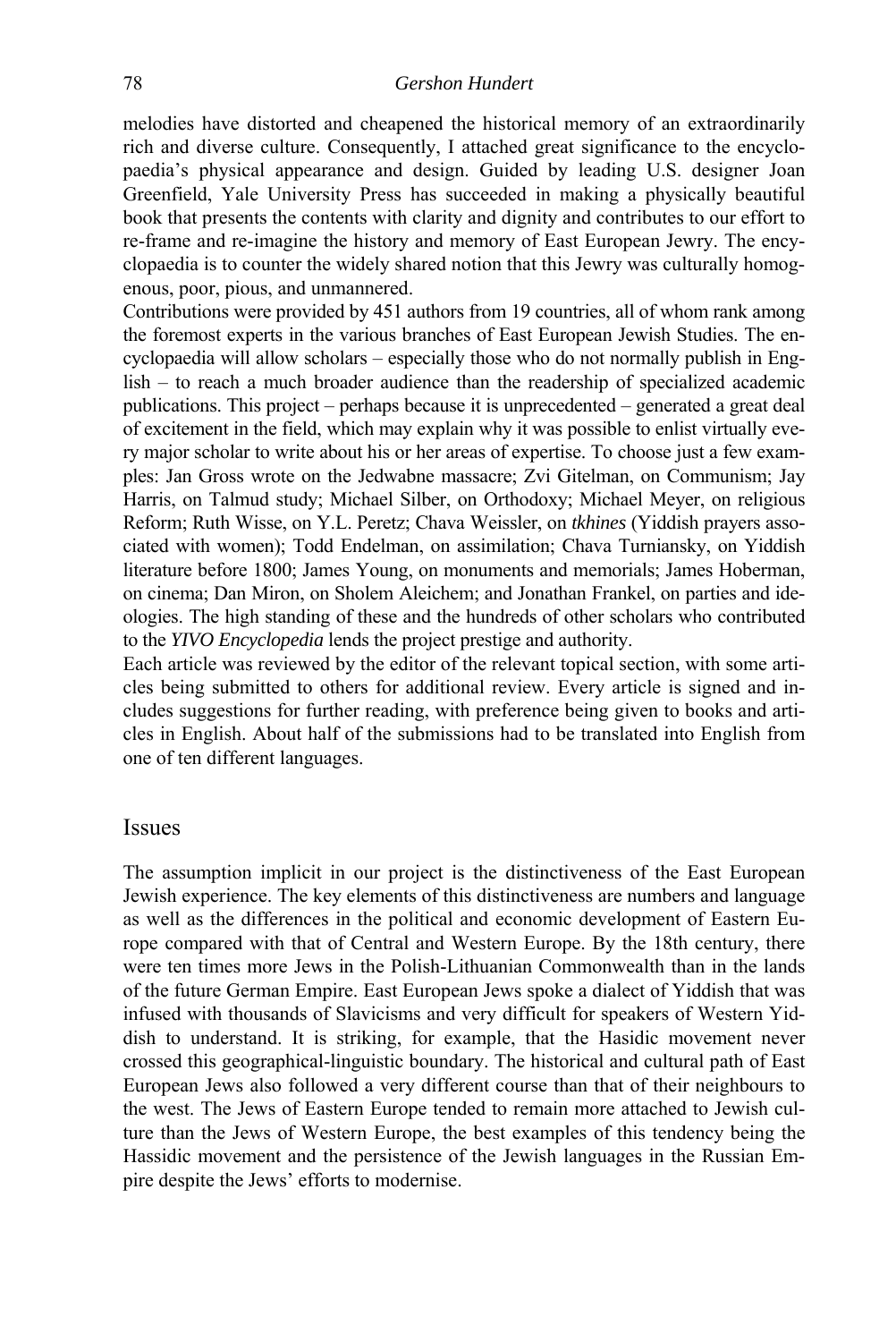melodies have distorted and cheapened the historical memory of an extraordinarily rich and diverse culture. Consequently, I attached great significance to the encyclopaedia's physical appearance and design. Guided by leading U.S. designer Joan Greenfield, Yale University Press has succeeded in making a physically beautiful book that presents the contents with clarity and dignity and contributes to our effort to re-frame and re-imagine the history and memory of East European Jewry. The encyclopaedia is to counter the widely shared notion that this Jewry was culturally homogenous, poor, pious, and unmannered.

Contributions were provided by 451 authors from 19 countries, all of whom rank among the foremost experts in the various branches of East European Jewish Studies. The encyclopaedia will allow scholars – especially those who do not normally publish in English – to reach a much broader audience than the readership of specialized academic publications. This project – perhaps because it is unprecedented – generated a great deal of excitement in the field, which may explain why it was possible to enlist virtually every major scholar to write about his or her areas of expertise. To choose just a few examples: Jan Gross wrote on the Jedwabne massacre; Zvi Gitelman, on Communism; Jay Harris, on Talmud study; Michael Silber, on Orthodoxy; Michael Meyer, on religious Reform; Ruth Wisse, on Y.L. Peretz; Chava Weissler, on *tkhines* (Yiddish prayers associated with women); Todd Endelman, on assimilation; Chava Turniansky, on Yiddish literature before 1800; James Young, on monuments and memorials; James Hoberman, on cinema; Dan Miron, on Sholem Aleichem; and Jonathan Frankel, on parties and ideologies. The high standing of these and the hundreds of other scholars who contributed to the *YIVO Encyclopedia* lends the project prestige and authority.

Each article was reviewed by the editor of the relevant topical section, with some articles being submitted to others for additional review. Every article is signed and includes suggestions for further reading, with preference being given to books and articles in English. About half of the submissions had to be translated into English from one of ten different languages.

## Issues

The assumption implicit in our project is the distinctiveness of the East European Jewish experience. The key elements of this distinctiveness are numbers and language as well as the differences in the political and economic development of Eastern Europe compared with that of Central and Western Europe. By the 18th century, there were ten times more Jews in the Polish-Lithuanian Commonwealth than in the lands of the future German Empire. East European Jews spoke a dialect of Yiddish that was infused with thousands of Slavicisms and very difficult for speakers of Western Yiddish to understand. It is striking, for example, that the Hasidic movement never crossed this geographical-linguistic boundary. The historical and cultural path of East European Jews also followed a very different course than that of their neighbours to the west. The Jews of Eastern Europe tended to remain more attached to Jewish culture than the Jews of Western Europe, the best examples of this tendency being the Hassidic movement and the persistence of the Jewish languages in the Russian Empire despite the Jews' efforts to modernise.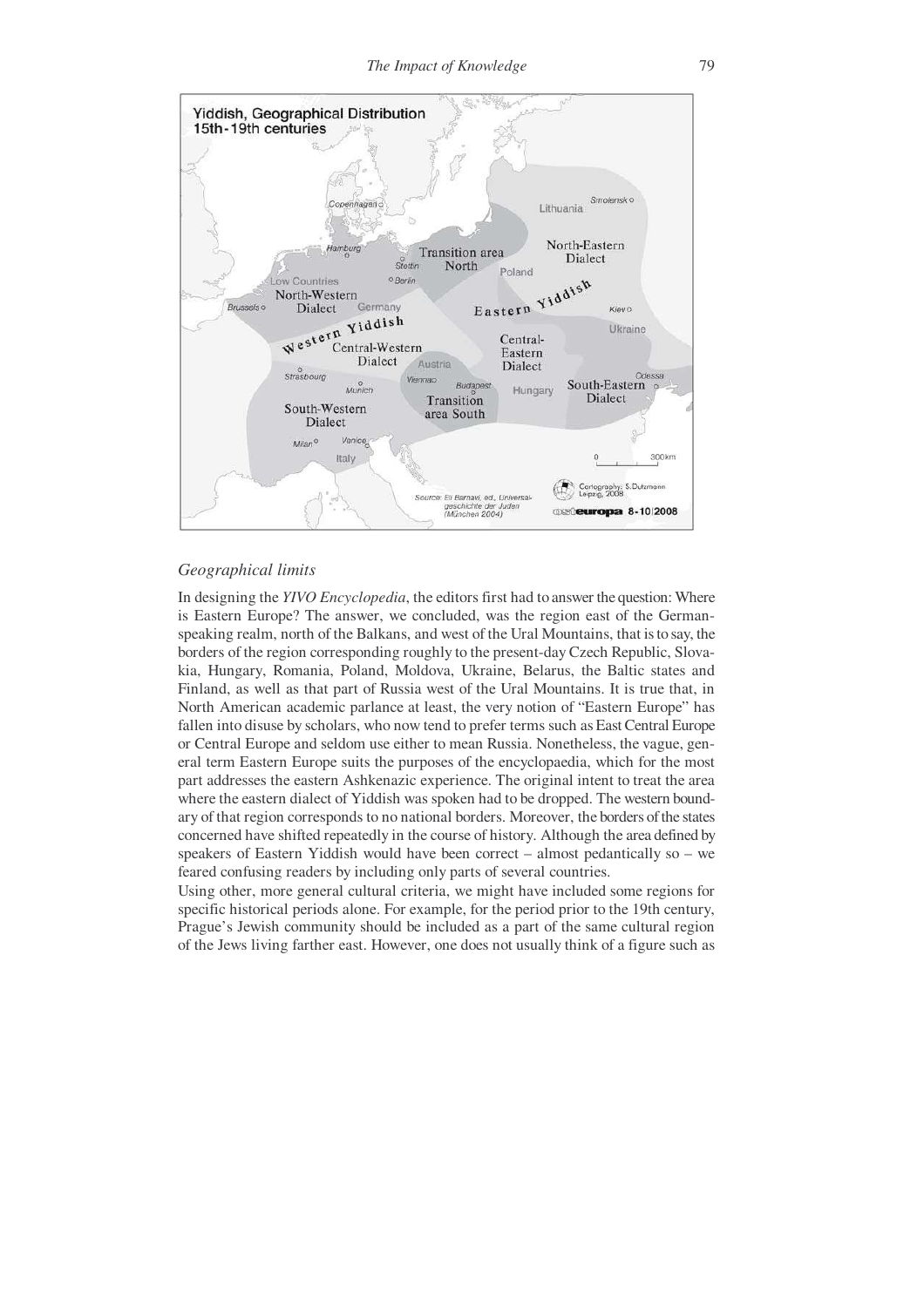## *Geographical limits*

In designing the *YIVO Encyclopedia*, the editors first had to answer the question: Where is Eastern Europe? The answer, we concluded, was the region east of the German-speaking realm, north of the Balkans, and west of the Ural Mountains, that is to say, the borders of the region corresponding roughly to the present-day Czech Republic, Slovakia, Hungary, Romania, Poland, Moldova, Ukraine, Belarus, the Baltic states and Finland, as well as that part of Russia west of the Ural Mountains. It is true that, in North American academic parlance at least, the very notion of "Eastern Europe" has fallen into disuse by scholars, who now tend to prefer terms such as East Central Europe or Central Europe and seldom use either to mean Russia. Nonetheless, the vague, general term Eastern Europe suits the purposes of the encyclopaedia, which for the most part addresses the eastern Ashkenazic experience. The original intent to treat the area where the eastern dialect of Yiddish was spoken had to be dropped. The western boundary of that region corresponds to no national borders. Moreover, the borders of the states concerned have shifted repeatedly in the course of history. Although the area defined by speakers of Eastern Yiddish would have been correct – almost pedantically so – we feared confusing readers by including only parts of several countries.

Using other, more general cultural criteria, we might have included some regions for specific historical periods alone. For example, for the period prior to the 19th century, Prague's Jewish community should be included as a part of the same cultural region of the Jews living farther east. However, one does not usually think of a figure such as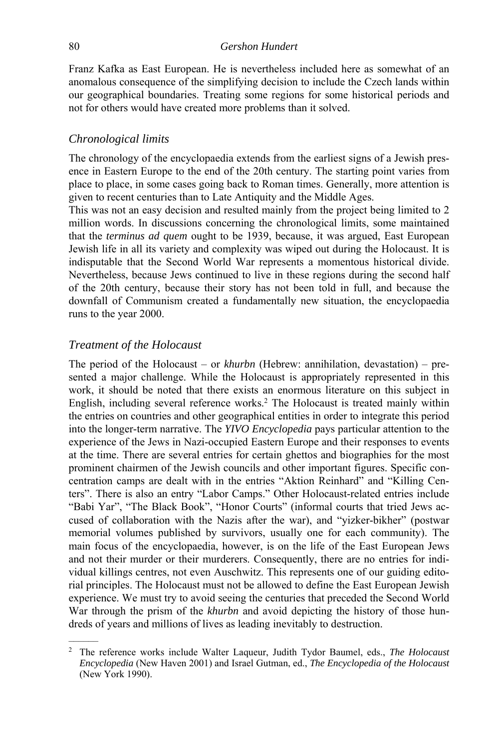Franz Kafka as East European. He is nevertheless included here as somewhat of an anomalous consequence of the simplifying decision to include the Czech lands within our geographical boundaries. Treating some regions for some historical periods and not for others would have created more problems than it solved.

## *Chronological limits*

The chronology of the encyclopaedia extends from the earliest signs of a Jewish presence in Eastern Europe to the end of the 20th century. The starting point varies from place to place, in some cases going back to Roman times. Generally, more attention is given to recent centuries than to Late Antiquity and the Middle Ages.

This was not an easy decision and resulted mainly from the project being limited to 2 million words. In discussions concerning the chronological limits, some maintained that the *terminus ad quem* ought to be 1939, because, it was argued, East European Jewish life in all its variety and complexity was wiped out during the Holocaust. It is indisputable that the Second World War represents a momentous historical divide. Nevertheless, because Jews continued to live in these regions during the second half of the 20th century, because their story has not been told in full, and because the downfall of Communism created a fundamentally new situation, the encyclopaedia runs to the year 2000.

## *Treatment of the Holocaust*

The period of the Holocaust – or *khurbn* (Hebrew: annihilation, devastation) – presented a major challenge. While the Holocaust is appropriately represented in this work, it should be noted that there exists an enormous literature on this subject in English, including several reference works.[2] The Holocaust is treated mainly within the entries on countries and other geographical entities in order to integrate this period into the longer-term narrative. The *YIVO Encyclopedia* pays particular attention to the experience of the Jews in Nazi-occupied Eastern Europe and their responses to events at the time. There are several entries for certain ghettos and biographies for the most prominent chairmen of the Jewish councils and other important figures. Specific concentration camps are dealt with in the entries "Aktion Reinhard" and "Killing Centers". There is also an entry "Labor Camps." Other Holocaust-related entries include "Babi Yar", "The Black Book", "Honor Courts" (informal courts that tried Jews accused of collaboration with the Nazis after the war), and "yizker-bikher" (postwar memorial volumes published by survivors, usually one for each community). The main focus of the encyclopaedia, however, is on the life of the East European Jews and not their murder or their murderers. Consequently, there are no entries for individual killings centres, not even Auschwitz. This represents one of our guiding editorial principles. The Holocaust must not be allowed to define the East European Jewish experience. We must try to avoid seeing the centuries that preceded the Second World War through the prism of the *khurbn* and avoid depicting the history of those hundreds of years and millions of lives as leading inevitably to destruction.

---

[2] The reference works include Walter Laqueur, Judith Tydor Baumel, eds., *The Holocaust Encyclopedia* (New Haven 2001) and Israel Gutman, ed., *The Encyclopedia of the Holocaust* (New York 1990).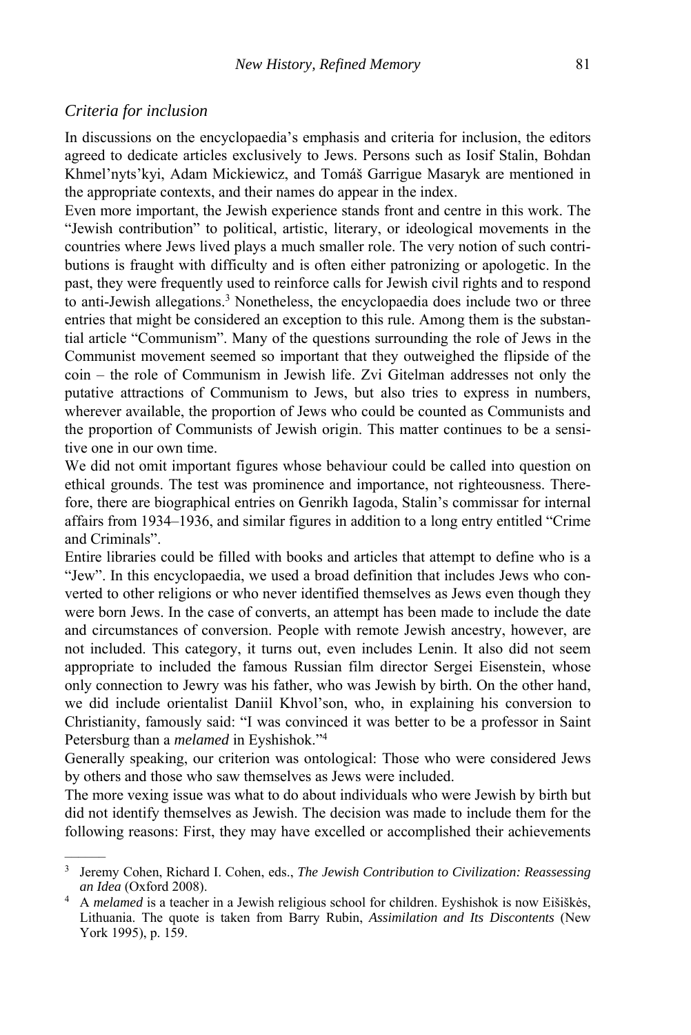### *Criteria for inclusion*

In discussions on the encyclopaedia's emphasis and criteria for inclusion, the editors agreed to dedicate articles exclusively to Jews. Persons such as Iosif Stalin, Bohdan Khmel'nyts'kyi, Adam Mickiewicz, and Tomáš Garrigue Masaryk are mentioned in the appropriate contexts, and their names do appear in the index.

Even more important, the Jewish experience stands front and centre in this work. The "Jewish contribution" to political, artistic, literary, or ideological movements in the countries where Jews lived plays a much smaller role. The very notion of such contributions is fraught with difficulty and is often either patronizing or apologetic. In the past, they were frequently used to reinforce calls for Jewish civil rights and to respond to anti-Jewish allegations.[3] Nonetheless, the encyclopaedia does include two or three entries that might be considered an exception to this rule. Among them is the substantial article "Communism". Many of the questions surrounding the role of Jews in the Communist movement seemed so important that they outweighed the flipside of the coin – the role of Communism in Jewish life. Zvi Gitelman addresses not only the putative attractions of Communism to Jews, but also tries to express in numbers, wherever available, the proportion of Jews who could be counted as Communists and the proportion of Communists of Jewish origin. This matter continues to be a sensitive one in our own time.

We did not omit important figures whose behaviour could be called into question on ethical grounds. The test was prominence and importance, not righteousness. Therefore, there are biographical entries on Genrikh Iagoda, Stalin's commissar for internal affairs from 1934–1936, and similar figures in addition to a long entry entitled "Crime and Criminals".

Entire libraries could be filled with books and articles that attempt to define who is a "Jew". In this encyclopaedia, we used a broad definition that includes Jews who converted to other religions or who never identified themselves as Jews even though they were born Jews. In the case of converts, an attempt has been made to include the date and circumstances of conversion. People with remote Jewish ancestry, however, are not included. This category, it turns out, even includes Lenin. It also did not seem appropriate to included the famous Russian film director Sergei Eisenstein, whose only connection to Jewry was his father, who was Jewish by birth. On the other hand, we did include orientalist Daniil Khvol'son, who, in explaining his conversion to Christianity, famously said: "I was convinced it was better to be a professor in Saint Petersburg than a *melamed* in Eyshishok."[4]

Generally speaking, our criterion was ontological: Those who were considered Jews by others and those who saw themselves as Jews were included.

The more vexing issue was what to do about individuals who were Jewish by birth but did not identify themselves as Jewish. The decision was made to include them for the following reasons: First, they may have excelled or accomplished their achievements

---

[3] Jeremy Cohen, Richard I. Cohen, eds., *The Jewish Contribution to Civilization: Reassessing an Idea* (Oxford 2008).

[4] A *melamed* is a teacher in a Jewish religious school for children. Eyshishok is now Eišiškės, Lithuania. The quote is taken from Barry Rubin, *Assimilation and Its Discontents* (New York 1995), p. 159.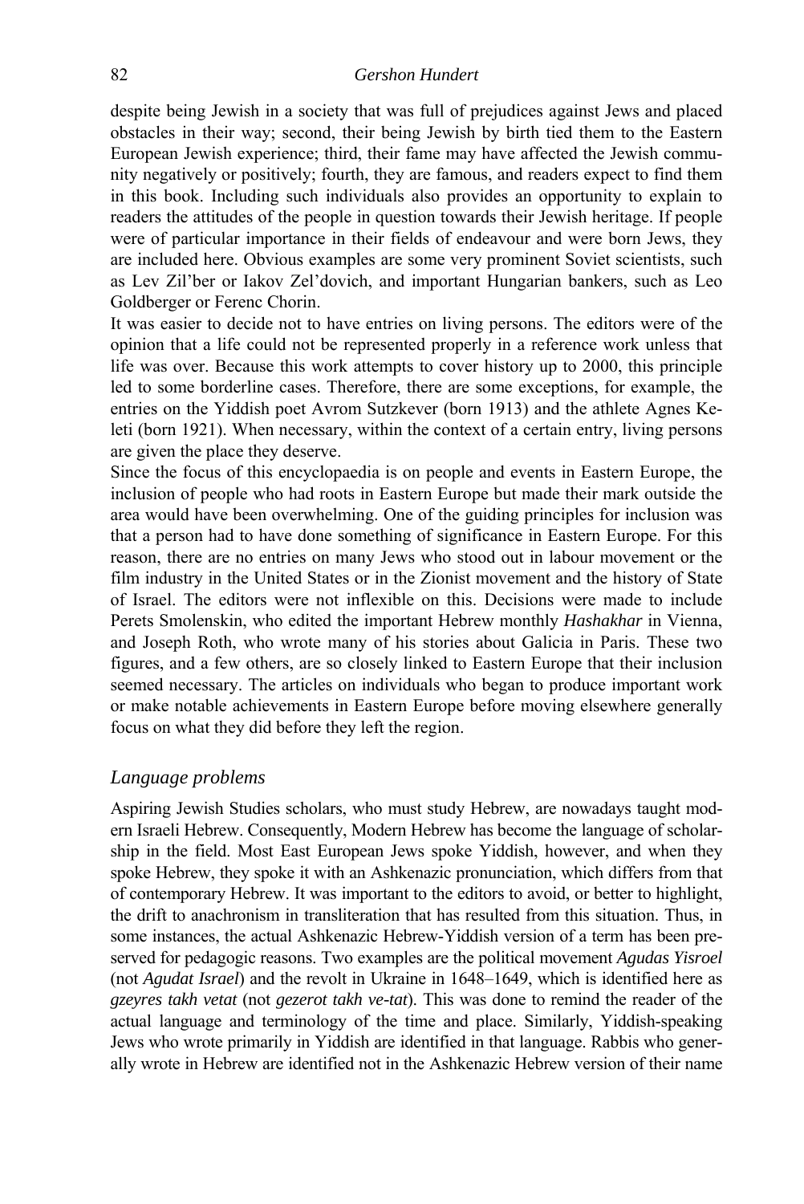despite being Jewish in a society that was full of prejudices against Jews and placed obstacles in their way; second, their being Jewish by birth tied them to the Eastern European Jewish experience; third, their fame may have affected the Jewish community negatively or positively; fourth, they are famous, and readers expect to find them in this book. Including such individuals also provides an opportunity to explain to readers the attitudes of the people in question towards their Jewish heritage. If people were of particular importance in their fields of endeavour and were born Jews, they are included here. Obvious examples are some very prominent Soviet scientists, such as Lev Zil'ber or Iakov Zel'dovich, and important Hungarian bankers, such as Leo Goldberger or Ferenc Chorin.

It was easier to decide not to have entries on living persons. The editors were of the opinion that a life could not be represented properly in a reference work unless that life was over. Because this work attempts to cover history up to 2000, this principle led to some borderline cases. Therefore, there are some exceptions, for example, the entries on the Yiddish poet Avrom Sutzkever (born 1913) and the athlete Agnes Keleti (born 1921). When necessary, within the context of a certain entry, living persons are given the place they deserve.

Since the focus of this encyclopaedia is on people and events in Eastern Europe, the inclusion of people who had roots in Eastern Europe but made their mark outside the area would have been overwhelming. One of the guiding principles for inclusion was that a person had to have done something of significance in Eastern Europe. For this reason, there are no entries on many Jews who stood out in labour movement or the film industry in the United States or in the Zionist movement and the history of State of Israel. The editors were not inflexible on this. Decisions were made to include Perets Smolenskin, who edited the important Hebrew monthly *Hashakhar* in Vienna, and Joseph Roth, who wrote many of his stories about Galicia in Paris. These two figures, and a few others, are so closely linked to Eastern Europe that their inclusion seemed necessary. The articles on individuals who began to produce important work or make notable achievements in Eastern Europe before moving elsewhere generally focus on what they did before they left the region.

## *Language problems*

Aspiring Jewish Studies scholars, who must study Hebrew, are nowadays taught modern Israeli Hebrew. Consequently, Modern Hebrew has become the language of scholarship in the field. Most East European Jews spoke Yiddish, however, and when they spoke Hebrew, they spoke it with an Ashkenazic pronunciation, which differs from that of contemporary Hebrew. It was important to the editors to avoid, or better to highlight, the drift to anachronism in transliteration that has resulted from this situation. Thus, in some instances, the actual Ashkenazic Hebrew-Yiddish version of a term has been preserved for pedagogic reasons. Two examples are the political movement *Agudas Yisroel* (not *Agudat Israel*) and the revolt in Ukraine in 1648–1649, which is identified here as *gzeyres takh vetat* (not *gezerot takh ve-tat*). This was done to remind the reader of the actual language and terminology of the time and place. Similarly, Yiddish-speaking Jews who wrote primarily in Yiddish are identified in that language. Rabbis who generally wrote in Hebrew are identified not in the Ashkenazic Hebrew version of their name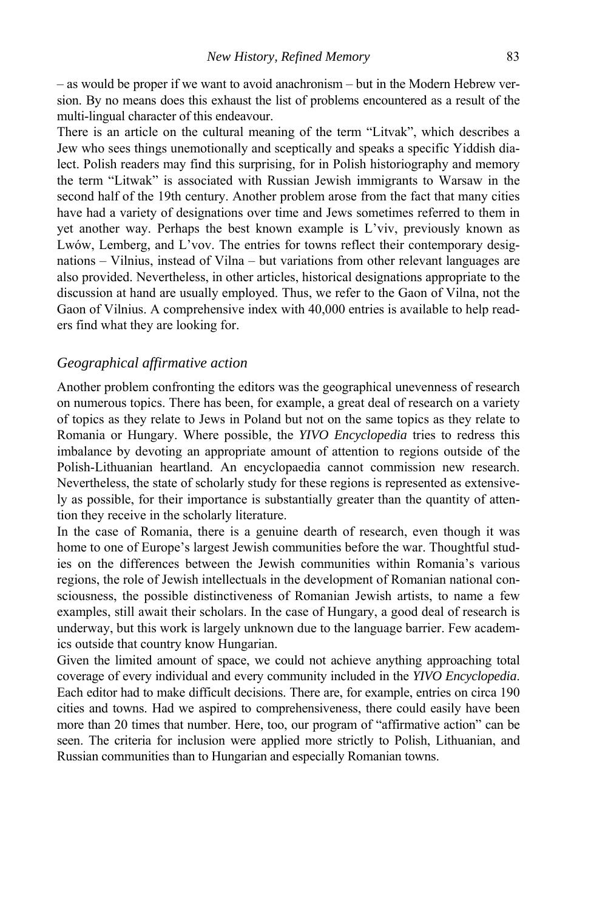– as would be proper if we want to avoid anachronism – but in the Modern Hebrew version. By no means does this exhaust the list of problems encountered as a result of the multi-lingual character of this endeavour.

There is an article on the cultural meaning of the term "Litvak", which describes a Jew who sees things unemotionally and sceptically and speaks a specific Yiddish dialect. Polish readers may find this surprising, for in Polish historiography and memory the term "Litwak" is associated with Russian Jewish immigrants to Warsaw in the second half of the 19th century. Another problem arose from the fact that many cities have had a variety of designations over time and Jews sometimes referred to them in yet another way. Perhaps the best known example is L'viv, previously known as Lwów, Lemberg, and L'vov. The entries for towns reflect their contemporary designations – Vilnius, instead of Vilna – but variations from other relevant languages are also provided. Nevertheless, in other articles, historical designations appropriate to the discussion at hand are usually employed. Thus, we refer to the Gaon of Vilna, not the Gaon of Vilnius. A comprehensive index with 40,000 entries is available to help readers find what they are looking for.

## *Geographical affirmative action*

Another problem confronting the editors was the geographical unevenness of research on numerous topics. There has been, for example, a great deal of research on a variety of topics as they relate to Jews in Poland but not on the same topics as they relate to Romania or Hungary. Where possible, the *YIVO Encyclopedia* tries to redress this imbalance by devoting an appropriate amount of attention to regions outside of the Polish-Lithuanian heartland. An encyclopaedia cannot commission new research. Nevertheless, the state of scholarly study for these regions is represented as extensively as possible, for their importance is substantially greater than the quantity of attention they receive in the scholarly literature.

In the case of Romania, there is a genuine dearth of research, even though it was home to one of Europe's largest Jewish communities before the war. Thoughtful studies on the differences between the Jewish communities within Romania's various regions, the role of Jewish intellectuals in the development of Romanian national consciousness, the possible distinctiveness of Romanian Jewish artists, to name a few examples, still await their scholars. In the case of Hungary, a good deal of research is underway, but this work is largely unknown due to the language barrier. Few academics outside that country know Hungarian.

Given the limited amount of space, we could not achieve anything approaching total coverage of every individual and every community included in the *YIVO Encyclopedia*. Each editor had to make difficult decisions. There are, for example, entries on circa 190 cities and towns. Had we aspired to comprehensiveness, there could easily have been more than 20 times that number. Here, too, our program of "affirmative action" can be seen. The criteria for inclusion were applied more strictly to Polish, Lithuanian, and Russian communities than to Hungarian and especially Romanian towns.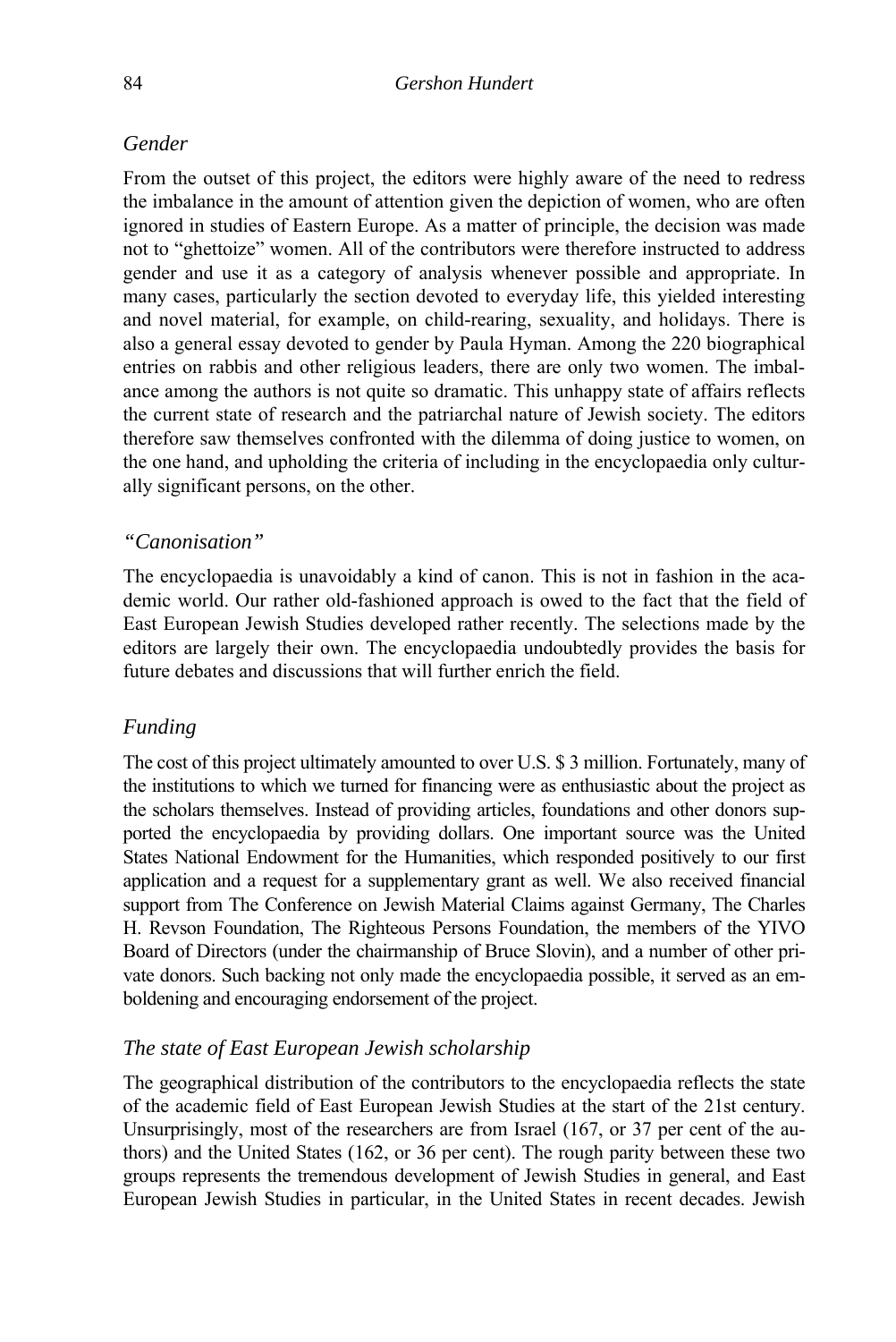### *Gender*

From the outset of this project, the editors were highly aware of the need to redress the imbalance in the amount of attention given the depiction of women, who are often ignored in studies of Eastern Europe. As a matter of principle, the decision was made not to "ghettoize" women. All of the contributors were therefore instructed to address gender and use it as a category of analysis whenever possible and appropriate. In many cases, particularly the section devoted to everyday life, this yielded interesting and novel material, for example, on child-rearing, sexuality, and holidays. There is also a general essay devoted to gender by Paula Hyman. Among the 220 biographical entries on rabbis and other religious leaders, there are only two women. The imbalance among the authors is not quite so dramatic. This unhappy state of affairs reflects the current state of research and the patriarchal nature of Jewish society. The editors therefore saw themselves confronted with the dilemma of doing justice to women, on the one hand, and upholding the criteria of including in the encyclopaedia only culturally significant persons, on the other.

### *"Canonisation"*

The encyclopaedia is unavoidably a kind of canon. This is not in fashion in the academic world. Our rather old-fashioned approach is owed to the fact that the field of East European Jewish Studies developed rather recently. The selections made by the editors are largely their own. The encyclopaedia undoubtedly provides the basis for future debates and discussions that will further enrich the field.

### *Funding*

The cost of this project ultimately amounted to over U.S. $ 3 million. Fortunately, many of the institutions to which we turned for financing were as enthusiastic about the project as the scholars themselves. Instead of providing articles, foundations and other donors supported the encyclopaedia by providing dollars. One important source was the United States National Endowment for the Humanities, which responded positively to our first application and a request for a supplementary grant as well. We also received financial support from The Conference on Jewish Material Claims against Germany, The Charles H. Revson Foundation, The Righteous Persons Foundation, the members of the YIVO Board of Directors (under the chairmanship of Bruce Slovin), and a number of other private donors. Such backing not only made the encyclopaedia possible, it served as an emboldening and encouraging endorsement of the project.

### *The state of East European Jewish scholarship*

The geographical distribution of the contributors to the encyclopaedia reflects the state of the academic field of East European Jewish Studies at the start of the 21st century. Unsurprisingly, most of the researchers are from Israel (167, or 37 per cent of the authors) and the United States (162, or 36 per cent). The rough parity between these two groups represents the tremendous development of Jewish Studies in general, and East European Jewish Studies in particular, in the United States in recent decades. Jewish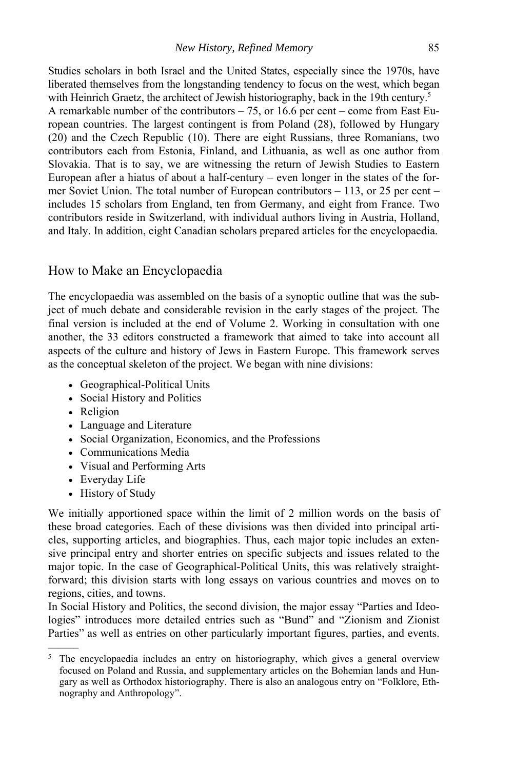Studies scholars in both Israel and the United States, especially since the 1970s, have liberated themselves from the longstanding tendency to focus on the west, which began with Heinrich Graetz, the architect of Jewish historiography, back in the 19th century.[5] A remarkable number of the contributors – 75, or 16.6 per cent – come from East European countries. The largest contingent is from Poland (28), followed by Hungary (20) and the Czech Republic (10). There are eight Russians, three Romanians, two contributors each from Estonia, Finland, and Lithuania, as well as one author from Slovakia. That is to say, we are witnessing the return of Jewish Studies to Eastern European after a hiatus of about a half-century – even longer in the states of the former Soviet Union. The total number of European contributors – 113, or 25 per cent – includes 15 scholars from England, ten from Germany, and eight from France. Two contributors reside in Switzerland, with individual authors living in Austria, Holland, and Italy. In addition, eight Canadian scholars prepared articles for the encyclopaedia.

## How to Make an Encyclopaedia

The encyclopaedia was assembled on the basis of a synoptic outline that was the subject of much debate and considerable revision in the early stages of the project. The final version is included at the end of Volume 2. Working in consultation with one another, the 33 editors constructed a framework that aimed to take into account all aspects of the culture and history of Jews in Eastern Europe. This framework serves as the conceptual skeleton of the project. We began with nine divisions:

- Geographical-Political Units
- Social History and Politics
- Religion
- Language and Literature
- Social Organization, Economics, and the Professions
- Communications Media
- Visual and Performing Arts
- Everyday Life
- History of Study

We initially apportioned space within the limit of 2 million words on the basis of these broad categories. Each of these divisions was then divided into principal articles, supporting articles, and biographies. Thus, each major topic includes an extensive principal entry and shorter entries on specific subjects and issues related to the major topic. In the case of Geographical-Political Units, this was relatively straightforward; this division starts with long essays on various countries and moves on to regions, cities, and towns.

In Social History and Politics, the second division, the major essay "Parties and Ideologies" introduces more detailed entries such as "Bund" and "Zionism and Zionist Parties" as well as entries on other particularly important figures, parties, and events.

[5] The encyclopaedia includes an entry on historiography, which gives a general overview focused on Poland and Russia, and supplementary articles on the Bohemian lands and Hungary as well as Orthodox historiography. There is also an analogous entry on "Folklore, Ethnography and Anthropology".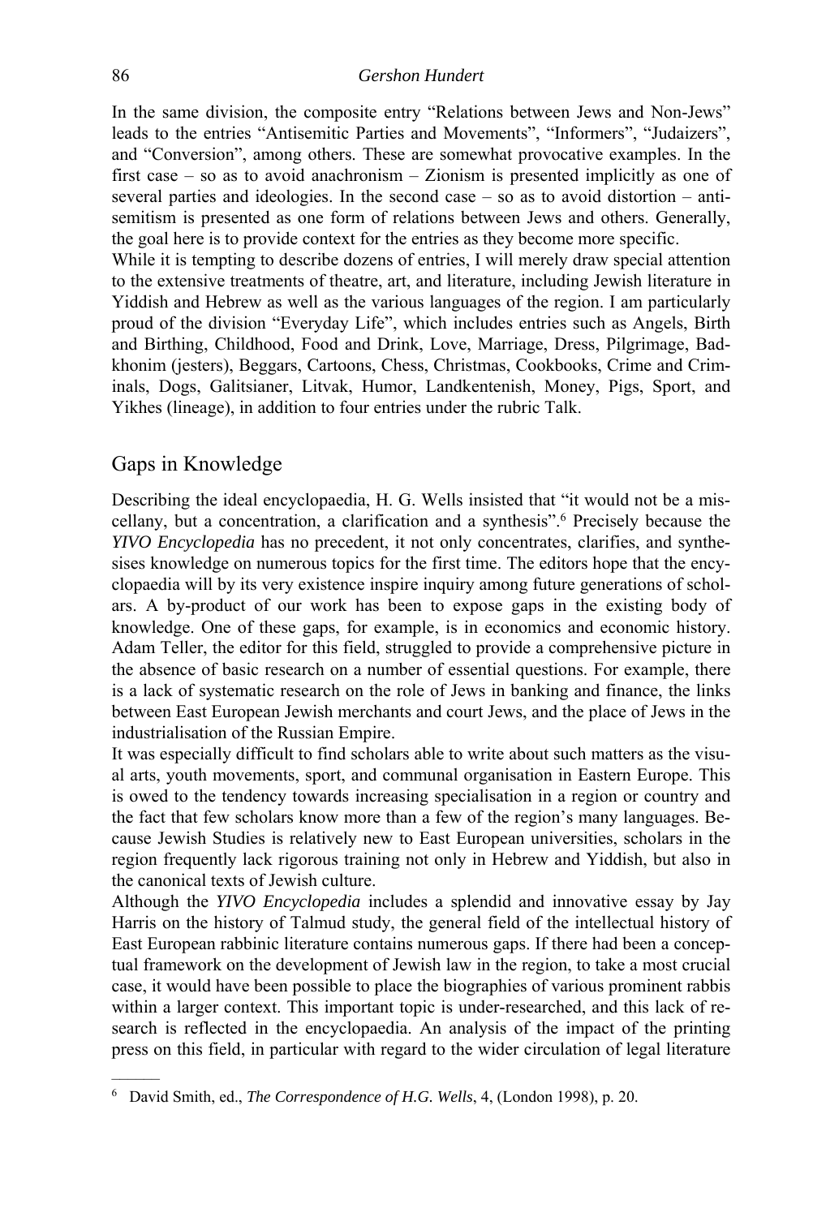In the same division, the composite entry "Relations between Jews and Non-Jews" leads to the entries "Antisemitic Parties and Movements", "Informers", "Judaizers", and "Conversion", among others. These are somewhat provocative examples. In the first case – so as to avoid anachronism – Zionism is presented implicitly as one of several parties and ideologies. In the second case – so as to avoid distortion – antisemitism is presented as one form of relations between Jews and others. Generally, the goal here is to provide context for the entries as they become more specific.

While it is tempting to describe dozens of entries, I will merely draw special attention to the extensive treatments of theatre, art, and literature, including Jewish literature in Yiddish and Hebrew as well as the various languages of the region. I am particularly proud of the division "Everyday Life", which includes entries such as Angels, Birth and Birthing, Childhood, Food and Drink, Love, Marriage, Dress, Pilgrimage, Badkhonim (jesters), Beggars, Cartoons, Chess, Christmas, Cookbooks, Crime and Criminals, Dogs, Galitsianer, Litvak, Humor, Landkentenish, Money, Pigs, Sport, and Yikhes (lineage), in addition to four entries under the rubric Talk.

## Gaps in Knowledge

Describing the ideal encyclopaedia, H. G. Wells insisted that "it would not be a miscellany, but a concentration, a clarification and a synthesis".[6] Precisely because the *YIVO Encyclopedia* has no precedent, it not only concentrates, clarifies, and synthesises knowledge on numerous topics for the first time. The editors hope that the encyclopaedia will by its very existence inspire inquiry among future generations of scholars. A by-product of our work has been to expose gaps in the existing body of knowledge. One of these gaps, for example, is in economics and economic history. Adam Teller, the editor for this field, struggled to provide a comprehensive picture in the absence of basic research on a number of essential questions. For example, there is a lack of systematic research on the role of Jews in banking and finance, the links between East European Jewish merchants and court Jews, and the place of Jews in the industrialisation of the Russian Empire.

It was especially difficult to find scholars able to write about such matters as the visual arts, youth movements, sport, and communal organisation in Eastern Europe. This is owed to the tendency towards increasing specialisation in a region or country and the fact that few scholars know more than a few of the region's many languages. Because Jewish Studies is relatively new to East European universities, scholars in the region frequently lack rigorous training not only in Hebrew and Yiddish, but also in the canonical texts of Jewish culture.

Although the *YIVO Encyclopedia* includes a splendid and innovative essay by Jay Harris on the history of Talmud study, the general field of the intellectual history of East European rabbinic literature contains numerous gaps. If there had been a conceptual framework on the development of Jewish law in the region, to take a most crucial case, it would have been possible to place the biographies of various prominent rabbis within a larger context. This important topic is under-researched, and this lack of research is reflected in the encyclopaedia. An analysis of the impact of the printing press on this field, in particular with regard to the wider circulation of legal literature

---

[6] David Smith, ed., *The Correspondence of H.G. Wells*, 4, (London 1998), p. 20.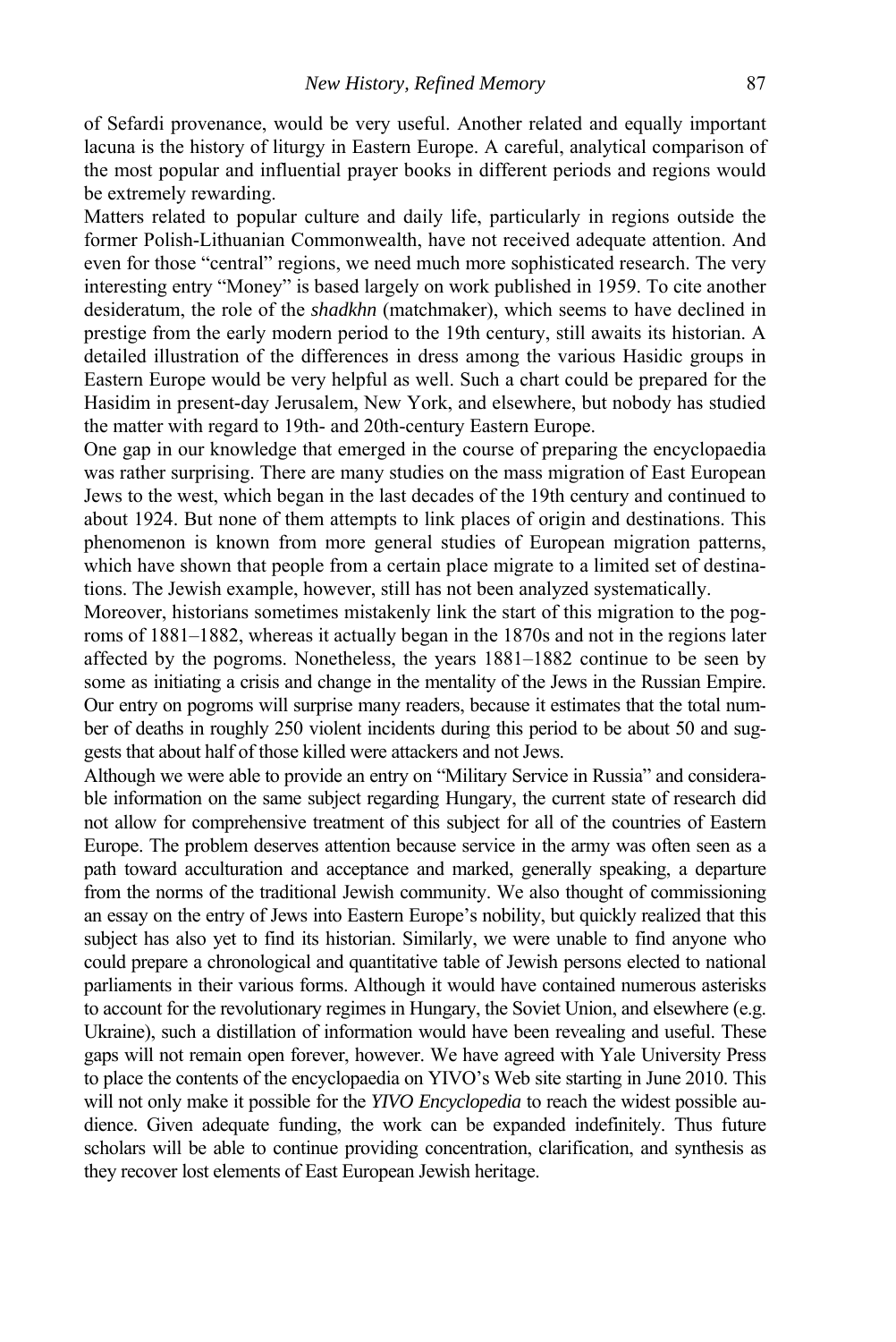of Sefardi provenance, would be very useful. Another related and equally important lacuna is the history of liturgy in Eastern Europe. A careful, analytical comparison of the most popular and influential prayer books in different periods and regions would be extremely rewarding.

Matters related to popular culture and daily life, particularly in regions outside the former Polish-Lithuanian Commonwealth, have not received adequate attention. And even for those "central" regions, we need much more sophisticated research. The very interesting entry "Money" is based largely on work published in 1959. To cite another desideratum, the role of the *shadkhn* (matchmaker), which seems to have declined in prestige from the early modern period to the 19th century, still awaits its historian. A detailed illustration of the differences in dress among the various Hasidic groups in Eastern Europe would be very helpful as well. Such a chart could be prepared for the Hasidim in present-day Jerusalem, New York, and elsewhere, but nobody has studied the matter with regard to 19th- and 20th-century Eastern Europe.

One gap in our knowledge that emerged in the course of preparing the encyclopaedia was rather surprising. There are many studies on the mass migration of East European Jews to the west, which began in the last decades of the 19th century and continued to about 1924. But none of them attempts to link places of origin and destinations. This phenomenon is known from more general studies of European migration patterns, which have shown that people from a certain place migrate to a limited set of destinations. The Jewish example, however, still has not been analyzed systematically.

Moreover, historians sometimes mistakenly link the start of this migration to the pogroms of 1881–1882, whereas it actually began in the 1870s and not in the regions later affected by the pogroms. Nonetheless, the years 1881–1882 continue to be seen by some as initiating a crisis and change in the mentality of the Jews in the Russian Empire. Our entry on pogroms will surprise many readers, because it estimates that the total number of deaths in roughly 250 violent incidents during this period to be about 50 and suggests that about half of those killed were attackers and not Jews.

Although we were able to provide an entry on "Military Service in Russia" and considerable information on the same subject regarding Hungary, the current state of research did not allow for comprehensive treatment of this subject for all of the countries of Eastern Europe. The problem deserves attention because service in the army was often seen as a path toward acculturation and acceptance and marked, generally speaking, a departure from the norms of the traditional Jewish community. We also thought of commissioning an essay on the entry of Jews into Eastern Europe's nobility, but quickly realized that this subject has also yet to find its historian. Similarly, we were unable to find anyone who could prepare a chronological and quantitative table of Jewish persons elected to national parliaments in their various forms. Although it would have contained numerous asterisks to account for the revolutionary regimes in Hungary, the Soviet Union, and elsewhere (e.g. Ukraine), such a distillation of information would have been revealing and useful. These gaps will not remain open forever, however. We have agreed with Yale University Press to place the contents of the encyclopaedia on YIVO's Web site starting in June 2010. This will not only make it possible for the *YIVO Encyclopedia* to reach the widest possible audience. Given adequate funding, the work can be expanded indefinitely. Thus future scholars will be able to continue providing concentration, clarification, and synthesis as they recover lost elements of East European Jewish heritage.